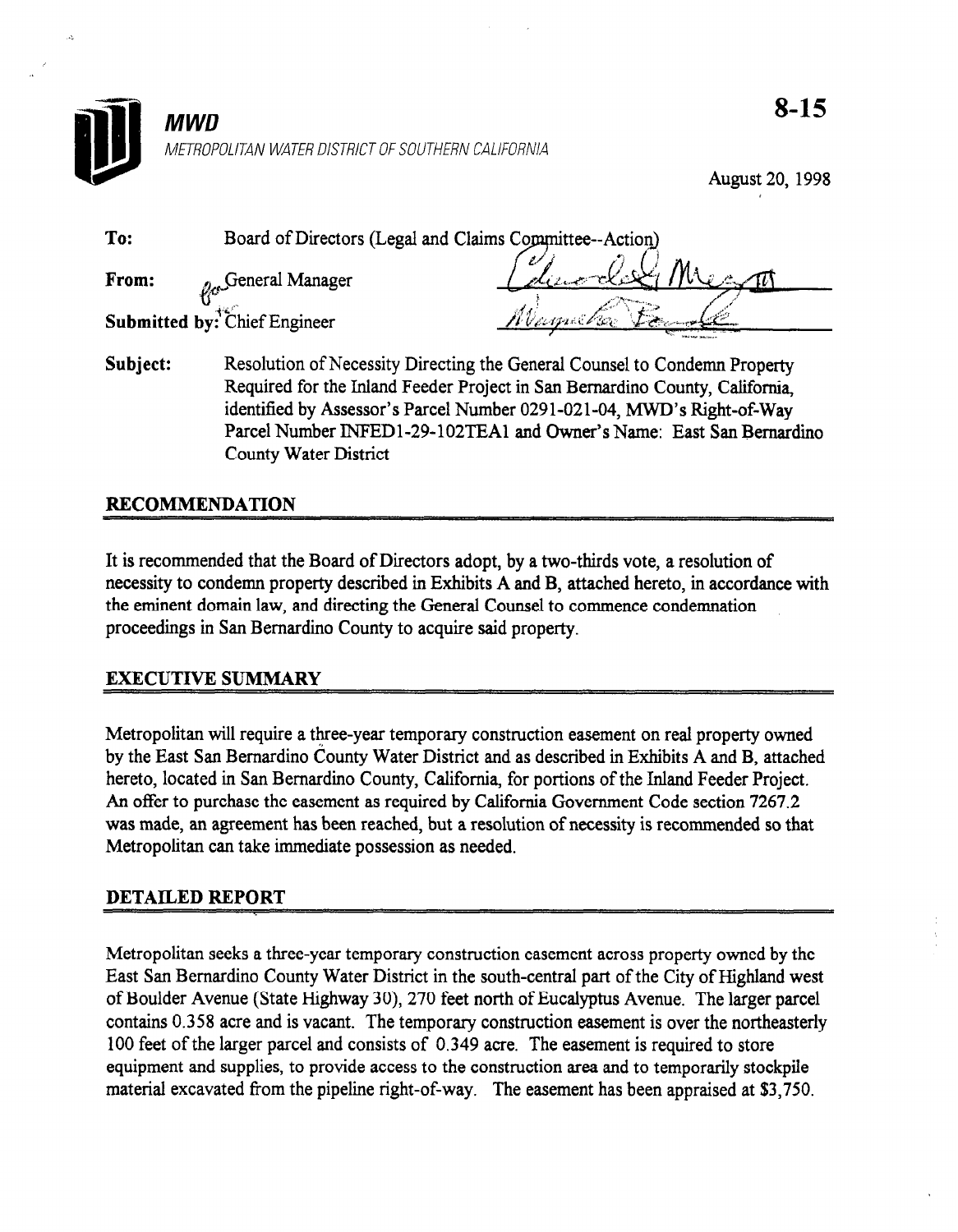**MWD**

METROPOLITAN WATER DISTRICT OF SOUTHERN CALIFORNIA

**8-15**

August 20, 1998

**To:** Board of Directors (Legal and Claims Committee--Action)

**From:** General Manager

**Submitted by:** Chief Engineer

**Subject:** Resolution of Necessity Directing the General Counsel to Condemn Property Required for the Inland Feeder Project in San Bernardino County, California, identified by Assessor's Parcel Number 0291-021-04, MWD's Right-of-Way Parcel Number INFED1-29-102TEA1 and Owner's Name: East San Bernardino County Water District

## RECOMMENDATION

It is recommended that the Board of Directors adopt, by a two-thirds vote, a resolution of necessity to condemn property described in Exhibits A and B, attached hereto, in accordance with the eminent domain law, and directing the General Counsel to commence condemnation proceedings in San Bernardino County to acquire said property.

## EXECUTIVE SUMMARY

Metropolitan will require a three-year temporary construction easement on real property owned by the East San Bernardino County Water District and as described in Exhibits A and B, attached hereto, located in San Bernardino County, California, for portions of the Inland Feeder Project. An offer to purchase the easement as required by California Government Code section 7267.2 was made, an agreement has been reached, but a resolution of necessity is recommended so that Metropolitan can take immediate possession as needed.

## DETAILED REPORT

Metropolitan seeks a three-year temporary construction easement across property owned by the East San Bernardino County Water District in the south-central part of the City of Highland west of Boulder Avenue (State Highway 30), 270 feet north of Eucalyptus Avenue. The larger parcel contains 0.358 acre and is vacant. The temporary construction easement is over the northeasterly 100 feet of the larger parcel and consists of 0.349 acre. The easement is required to store equipment and supplies, to provide access to the construction area and to temporarily stockpile material excavated from the pipeline right-of-way. The easement has been appraised at $3,750.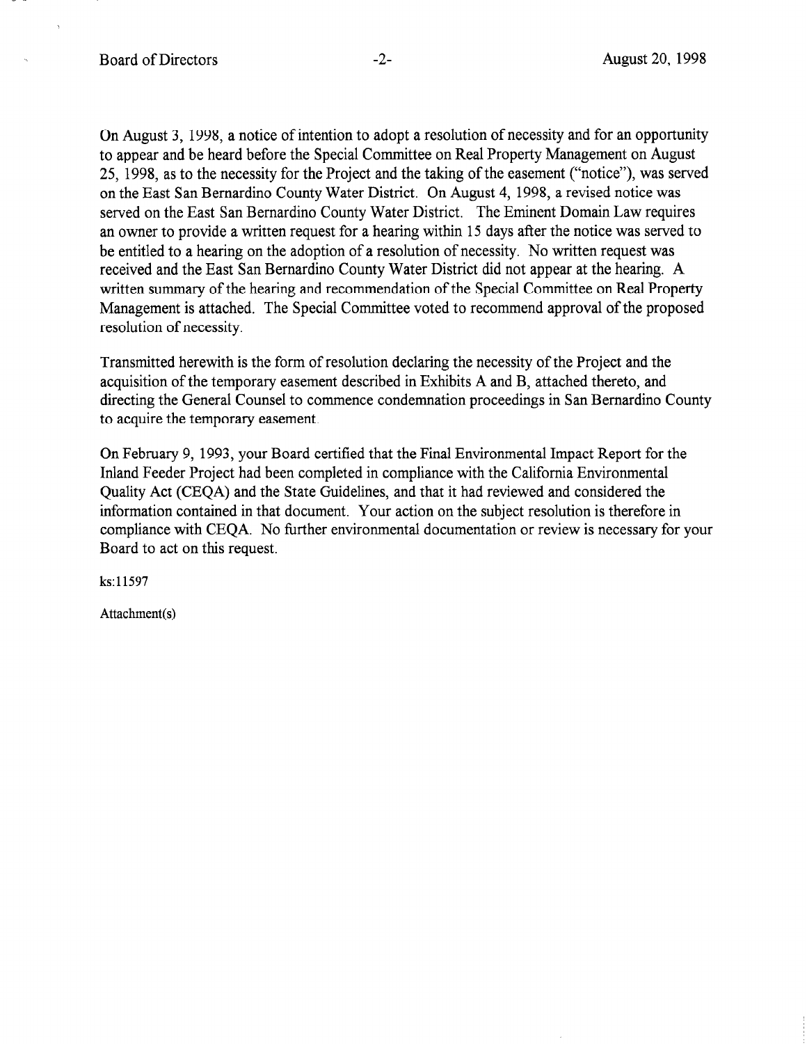On August 3, 1998, a notice of intention to adopt a resolution of necessity and for an opportunity to appear and be heard before the Special Committee on Real Property Management on August 25, 1998, as to the necessity for the Project and the taking of the easement ("notice"), was served on the East San Bernardino County Water District. On August 4, 1998, a revised notice was served on the East San Bernardino County Water District. The Eminent Domain Law requires an owner to provide a written request for a hearing within 15 days after the notice was served to be entitled to a hearing on the adoption of a resolution of necessity. No written request was received and the East San Bernardino County Water District did not appear at the hearing. A written summary of the hearing and recommendation of the Special Committee on Real Property Management is attached. The Special Committee voted to recommend approval of the proposed resolution of necessity.

Transmitted herewith is the form of resolution declaring the necessity of the Project and the acquisition of the temporary easement described in Exhibits A and B, attached thereto, and directing the General Counsel to commence condemnation proceedings in San Bernardino County to acquire the temporary easement.

On February 9, 1993, your Board certified that the Final Environmental Impact Report for the Inland Feeder Project had been completed in compliance with the California Environmental Quality Act (CEQA) and the State Guidelines, and that it had reviewed and considered the information contained in that document. Your action on the subject resolution is therefore in compliance with CEQA. No further environmental documentation or review is necessary for your Board to act on this request.

ks:11597

Attachment(s)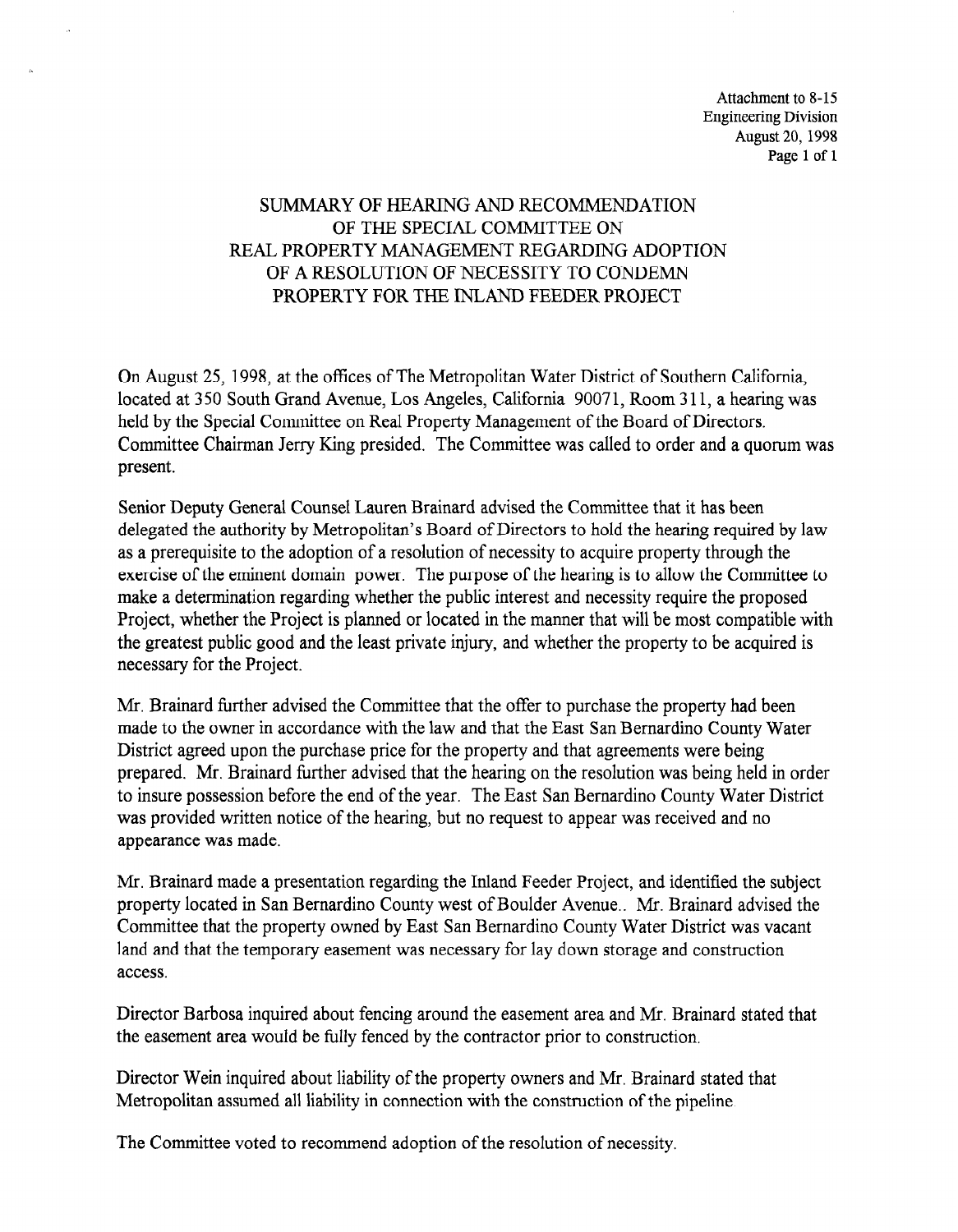Attachment to 8-15
Engineering Division
August 20, 1998
Page 1 of 1

# SUMMARY OF HEARING AND RECOMMENDATION OF THE SPECIAL COMMITTEE ON REAL PROPERTY MANAGEMENT REGARDING ADOPTION OF A RESOLUTION OF NECESSITY TO CONDEMN PROPERTY FOR THE INLAND FEEDER PROJECT

On August 25, 1998, at the offices of The Metropolitan Water District of Southern California, located at 350 South Grand Avenue, Los Angeles, California 90071, Room 311, a hearing was held by the Special Committee on Real Property Management of the Board of Directors. Committee Chairman Jerry King presided. The Committee was called to order and a quorum was present.

Senior Deputy General Counsel Lauren Brainard advised the Committee that it has been delegated the authority by Metropolitan's Board of Directors to hold the hearing required by law as a prerequisite to the adoption of a resolution of necessity to acquire property through the exercise of the eminent domain power. The purpose of the hearing is to allow the Committee to make a determination regarding whether the public interest and necessity require the proposed Project, whether the Project is planned or located in the manner that will be most compatible with the greatest public good and the least private injury, and whether the property to be acquired is necessary for the Project.

Mr. Brainard further advised the Committee that the offer to purchase the property had been made to the owner in accordance with the law and that the East San Bernardino County Water District agreed upon the purchase price for the property and that agreements were being prepared. Mr. Brainard further advised that the hearing on the resolution was being held in order to insure possession before the end of the year. The East San Bernardino County Water District was provided written notice of the hearing, but no request to appear was received and no appearance was made.

Mr. Brainard made a presentation regarding the Inland Feeder Project, and identified the subject property located in San Bernardino County west of Boulder Avenue.. Mr. Brainard advised the Committee that the property owned by East San Bernardino County Water District was vacant land and that the temporary easement was necessary for lay down storage and construction access.

Director Barbosa inquired about fencing around the easement area and Mr. Brainard stated that the easement area would be fully fenced by the contractor prior to construction.

Director Wein inquired about liability of the property owners and Mr. Brainard stated that Metropolitan assumed all liability in connection with the construction of the pipeline.

The Committee voted to recommend adoption of the resolution of necessity.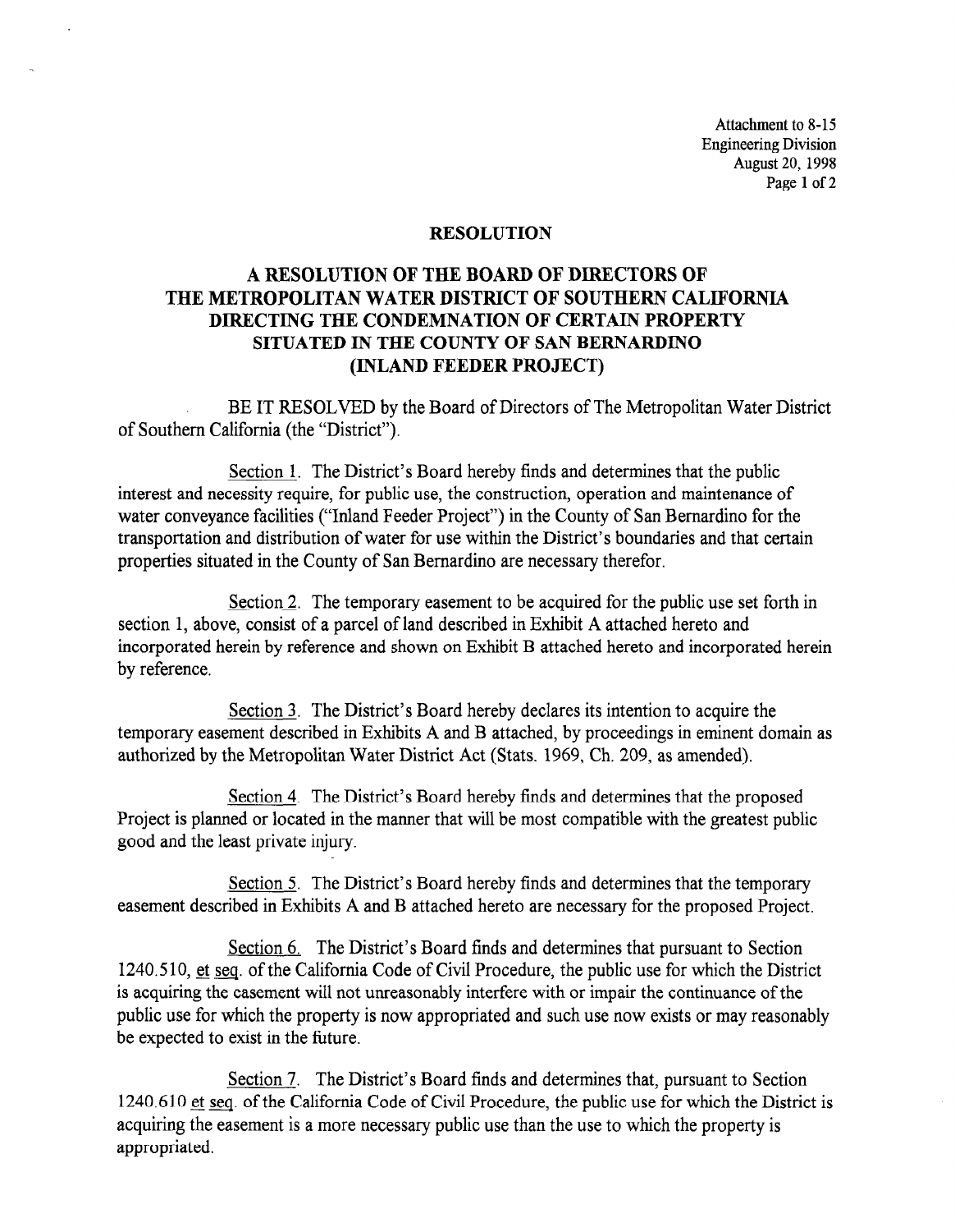Attachment to 8-15
Engineering Division
August 20, 1998

## RESOLUTION

## A RESOLUTION OF THE BOARD OF DIRECTORS OF THE METROPOLITAN WATER DISTRICT OF SOUTHERN CALIFORNIA DIRECTING THE CONDEMNATION OF CERTAIN PROPERTY SITUATED IN THE COUNTY OF SAN BERNARDINO (INLAND FEEDER PROJECT)

BE IT RESOLVED by the Board of Directors of The Metropolitan Water District of Southern California (the "District").

Section 1. The District's Board hereby finds and determines that the public interest and necessity require, for public use, the construction, operation and maintenance of water conveyance facilities ("Inland Feeder Project") in the County of San Bernardino for the transportation and distribution of water for use within the District's boundaries and that certain properties situated in the County of San Bernardino are necessary therefor.

Section 2. The temporary easement to be acquired for the public use set forth in section 1, above, consist of a parcel of land described in Exhibit A attached hereto and incorporated herein by reference and shown on Exhibit B attached hereto and incorporated herein by reference.

Section 3. The District's Board hereby declares its intention to acquire the temporary easement described in Exhibits A and B attached, by proceedings in eminent domain as authorized by the Metropolitan Water District Act (Stats. 1969, Ch. 209, as amended).

Section 4. The District's Board hereby finds and determines that the proposed Project is planned or located in the manner that will be most compatible with the greatest public good and the least private injury.

Section 5. The District's Board hereby finds and determines that the temporary easement described in Exhibits A and B attached hereto are necessary for the proposed Project.

Section 6. The District's Board finds and determines that pursuant to Section 1240.510, et seq. of the California Code of Civil Procedure, the public use for which the District is acquiring the easement will not unreasonably interfere with or impair the continuance of the public use for which the property is now appropriated and such use now exists or may reasonably be expected to exist in the future.

Section 7. The District's Board finds and determines that, pursuant to Section 1240.610 et seq. of the California Code of Civil Procedure, the public use for which the District is acquiring the easement is a more necessary public use than the use to which the property is appropriated.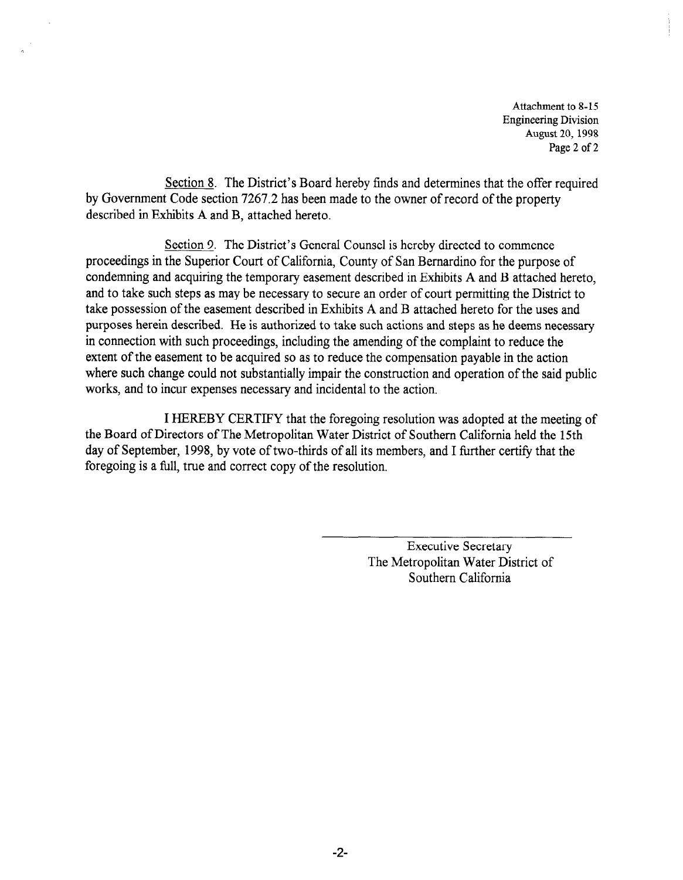Attachment to 8-15
Engineering Division
August 20, 1998

Section 8. The District's Board hereby finds and determines that the offer required by Government Code section 7267.2 has been made to the owner of record of the property described in Exhibits A and B, attached hereto.

Section 9. The District's General Counsel is hereby directed to commence proceedings in the Superior Court of California, County of San Bernardino for the purpose of condemning and acquiring the temporary easement described in Exhibits A and B attached hereto, and to take such steps as may be necessary to secure an order of court permitting the District to take possession of the easement described in Exhibits A and B attached hereto for the uses and purposes herein described. He is authorized to take such actions and steps as he deems necessary in connection with such proceedings, including the amending of the complaint to reduce the extent of the easement to be acquired so as to reduce the compensation payable in the action where such change could not substantially impair the construction and operation of the said public works, and to incur expenses necessary and incidental to the action.

I HEREBY CERTIFY that the foregoing resolution was adopted at the meeting of the Board of Directors of The Metropolitan Water District of Southern California held the 15th day of September, 1998, by vote of two-thirds of all its members, and I further certify that the foregoing is a full, true and correct copy of the resolution.

Executive Secretary
The Metropolitan Water District of
Southern California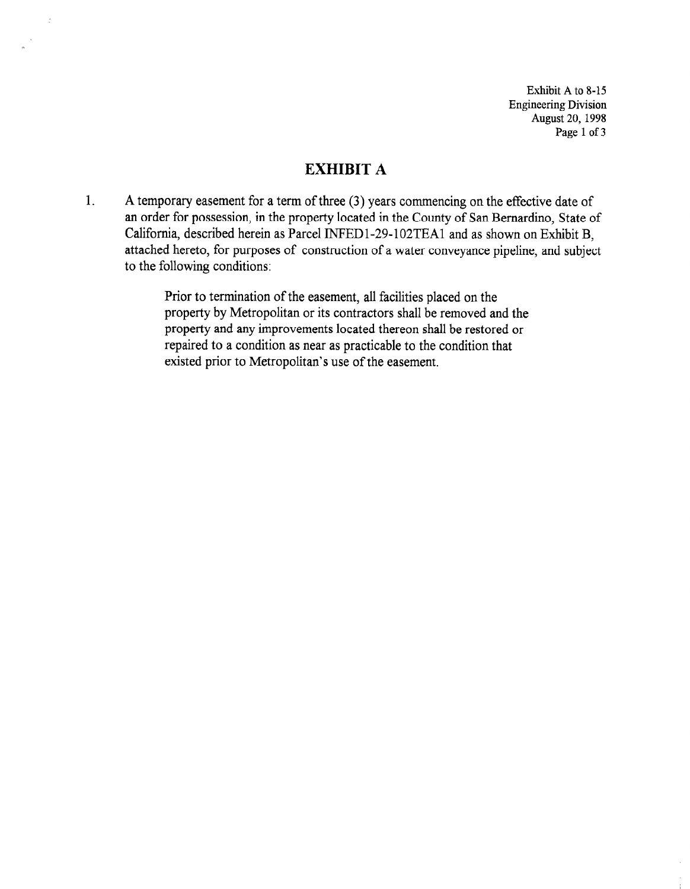Exhibit A to 8-15
Engineering Division
August 20, 1998

# EXHIBIT A

1. A temporary easement for a term of three (3) years commencing on the effective date of an order for possession, in the property located in the County of San Bernardino, State of California, described herein as Parcel INFED1-29-102TEA1 and as shown on Exhibit B, attached hereto, for purposes of construction of a water conveyance pipeline, and subject to the following conditions:

   Prior to termination of the easement, all facilities placed on the property by Metropolitan or its contractors shall be removed and the property and any improvements located thereon shall be restored or repaired to a condition as near as practicable to the condition that existed prior to Metropolitan's use of the easement.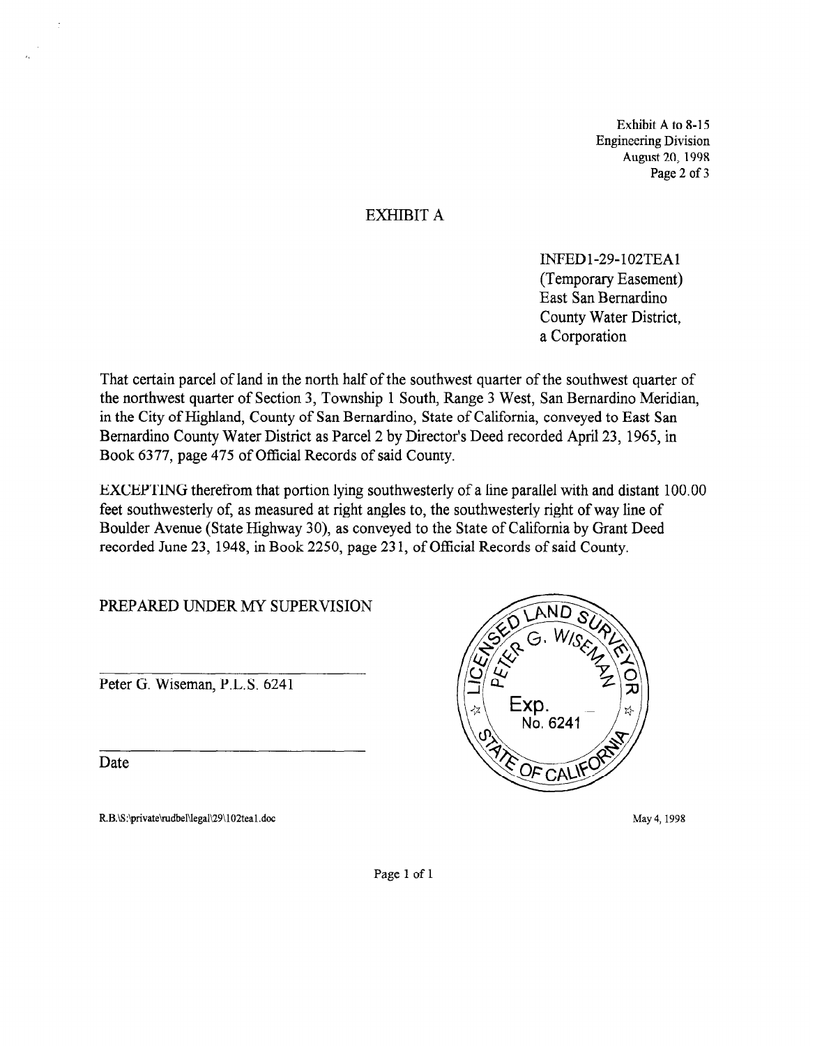Exhibit A to 8-15
Engineering Division
August 20, 1998
Page 2 of 3

# EXHIBIT A

INFED1-29-102TEA1
(Temporary Easement)
East San Bernardino
County Water District,
a Corporation

That certain parcel of land in the north half of the southwest quarter of the southwest quarter of the northwest quarter of Section 3, Township 1 South, Range 3 West, San Bernardino Meridian, in the City of Highland, County of San Bernardino, State of California, conveyed to East San Bernardino County Water District as Parcel 2 by Director's Deed recorded April 23, 1965, in Book 6377, page 475 of Official Records of said County.

EXCEPTING therefrom that portion lying southwesterly of a line parallel with and distant 100.00 feet southwesterly of, as measured at right angles to, the southwesterly right of way line of Boulder Avenue (State Highway 30), as conveyed to the State of California by Grant Deed recorded June 23, 1948, in Book 2250, page 231, of Official Records of said County.

PREPARED UNDER MY SUPERVISION

Peter G. Wiseman, P.L.S. 6241

Date

LICENSED LAND SURVEYOR
PETER G. WISEMAN
Exp.
No. 6241
STATE OF CALIFORNIA

R.B.\S:\private\rudbel\legal\29\102tea1.doc

May 4, 1998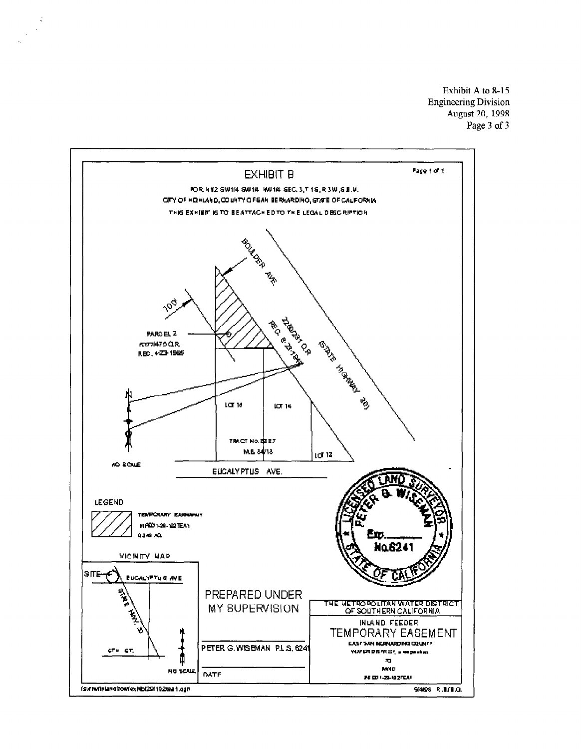Exhibit A to 8-15
Engineering Division
August 20, 1998
Page 3 of 3

# EXHIBIT B

Page 1 of 1

POR. N1/2 SW1/4 SW1/4 NW1/4 SEC. 3, T 1S, R 3W, S.B.M.
CITY OF HIGHLAND, COUNTY OF SAN BERNARDINO, STATE OF CALIFORNIA
THIS EXHIBIT IS TO BE ATTACHED TO THE LEGAL DESCRIPTION

BOULDER AVE.

10.00'

PARCEL 2
6077/475 O.R.
REC. 4-23-1965

2280/231 O.R.
REC. 8-23-1948

STATE HIGHWAY 30

LOT 16

LOT 14

TRACT No. 3227
M.B. 34/13

LOT 12

NO SCALE

EUCALYPTUS AVE.

LEGEND

TEMPORARY EASEMENT
INFED 1-20-102TEA1
0.549 AC.

LICENSED LAND SURVEYOR
PETER G. WISEMAN
Exp.\_\_\_\_\_\_
No. 6241
STATE OF CALIFORNIA

VICINITY MAP

SITE
EUCALYPTUS AVE
STATE HWY. 30
5TH ST.
NO SCALE

PREPARED UNDER
MY SUPERVISION

PETER G. WISEMAN P.L.S. 6241

DATE

THE METROPOLITAN WATER DISTRICT
OF SOUTHERN CALIFORNIA

INLAND FEEDER
TEMPORARY EASEMENT
EAST SAN BERNARDINO COUNTY
WATER DISTRICT, a corporation
TO
MWD
INFED 1-20-102TEA1

(survw/inland/row/exhib/20/102tea1.dgn

5/4/98 R.B./B.G.